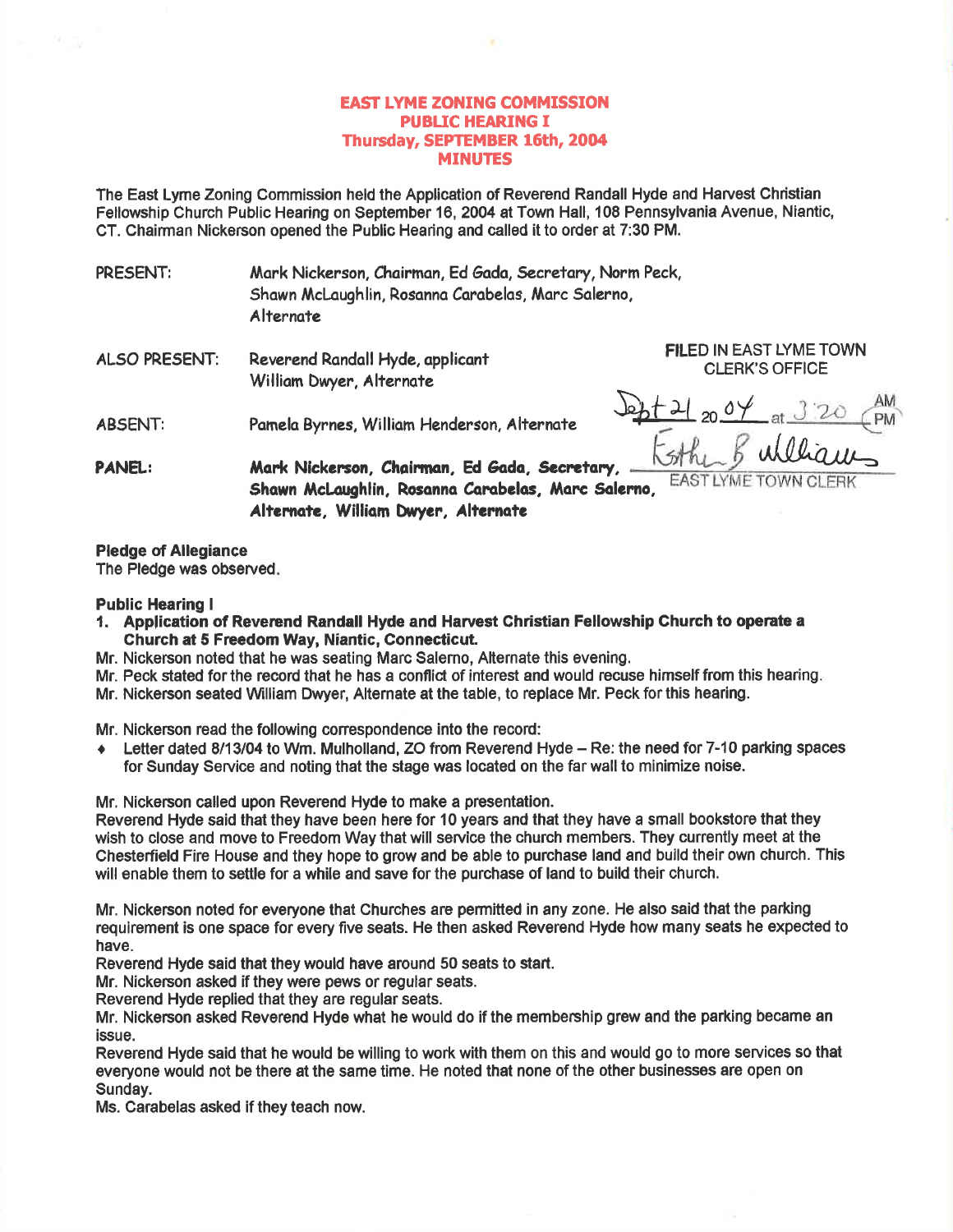# EAST LYME ZONING COMMISSION
## PUBLIC HEARING I
## Thursday, SEPTEMBER 16th, 2004
## MINUTES

The East Lyme Zoning Commission held the Application of Reverend Randall Hyde and Harvest Christian Fellowship Church Public Hearing on September 16, 2004 at Town Hall, 108 Pennsylvania Avenue, Niantic, CT. Chairman Nickerson opened the Public Hearing and called it to order at 7:30 PM.

PRESENT: Mark Nickerson, Chairman, Ed Gada, Secretary, Norm Peck, Shawn McLaughlin, Rosanna Carabelas, Marc Salerno, Alternate

ALSO PRESENT: Reverend Randall Hyde, applicant
William Dwyer, Alternate

ABSENT: Pamela Byrnes, William Henderson, Alternate

**PANEL:** **Mark Nickerson, Chairman, Ed Gada, Secretary, Shawn McLaughlin, Rosanna Carabelas, Marc Salerno, Alternate, William Dwyer, Alternate**

FILED IN EAST LYME TOWN CLERK'S OFFICE
Sept 21 2004 at 3:20 PM
Esther B Williams
EAST LYME TOWN CLERK

**Pledge of Allegiance**
The Pledge was observed.

**Public Hearing I**

1. **Application of Reverend Randall Hyde and Harvest Christian Fellowship Church to operate a Church at 5 Freedom Way, Niantic, Connecticut.**

Mr. Nickerson noted that he was seating Marc Salerno, Alternate this evening.
Mr. Peck stated for the record that he has a conflict of interest and would recuse himself from this hearing.
Mr. Nickerson seated William Dwyer, Alternate at the table, to replace Mr. Peck for this hearing.

Mr. Nickerson read the following correspondence into the record:

- Letter dated 8/13/04 to Wm. Mulholland, ZO from Reverend Hyde – Re: the need for 7-10 parking spaces for Sunday Service and noting that the stage was located on the far wall to minimize noise.

Mr. Nickerson called upon Reverend Hyde to make a presentation.
Reverend Hyde said that they have been here for 10 years and that they have a small bookstore that they wish to close and move to Freedom Way that will service the church members. They currently meet at the Chesterfield Fire House and they hope to grow and be able to purchase land and build their own church. This will enable them to settle for a while and save for the purchase of land to build their church.

Mr. Nickerson noted for everyone that Churches are permitted in any zone. He also said that the parking requirement is one space for every five seats. He then asked Reverend Hyde how many seats he expected to have.
Reverend Hyde said that they would have around 50 seats to start.
Mr. Nickerson asked if they were pews or regular seats.
Reverend Hyde replied that they are regular seats.
Mr. Nickerson asked Reverend Hyde what he would do if the membership grew and the parking became an issue.
Reverend Hyde said that he would be willing to work with them on this and would go to more services so that everyone would not be there at the same time. He noted that none of the other businesses are open on Sunday.
Ms. Carabelas asked if they teach now.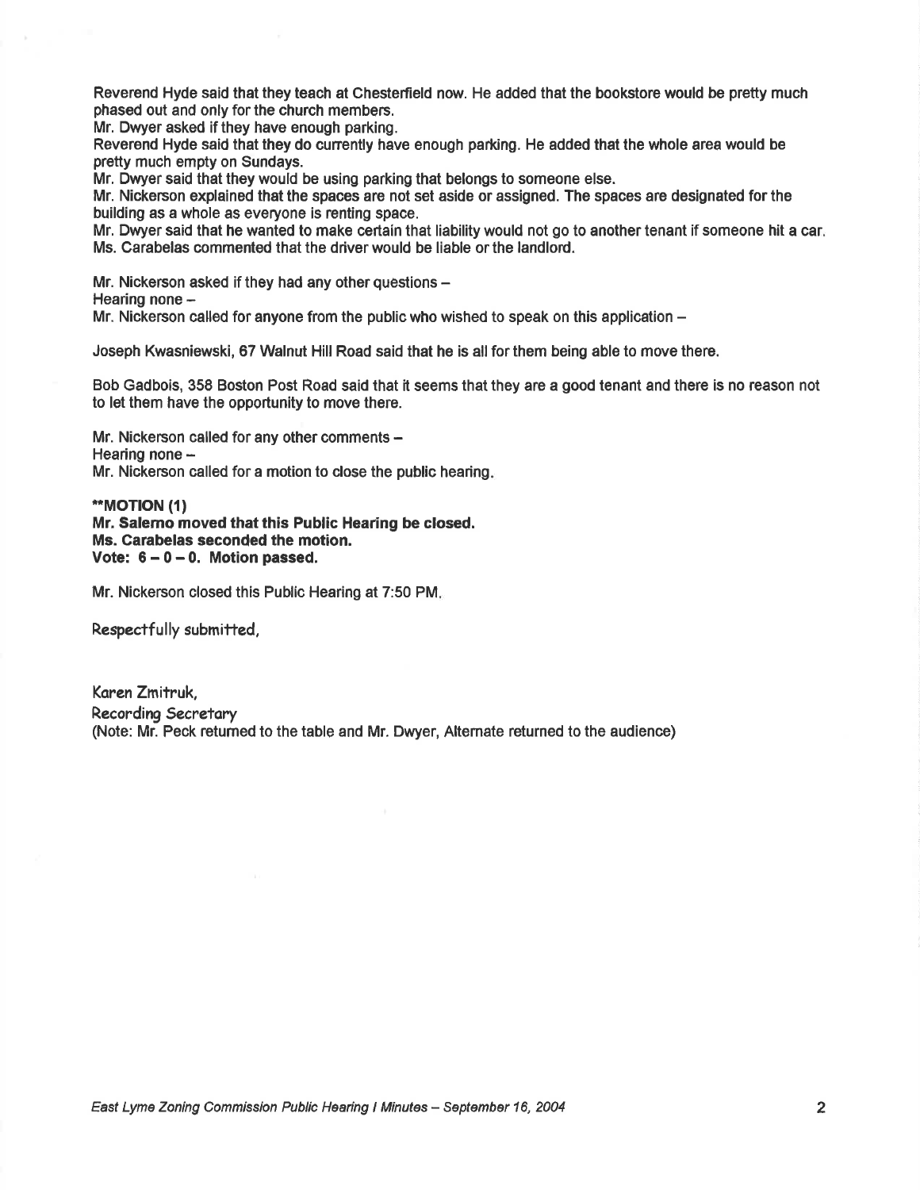Reverend Hyde said that they teach at Chesterfield now. He added that the bookstore would be pretty much phased out and only for the church members.

Mr. Dwyer asked if they have enough parking.

Reverend Hyde said that they do currently have enough parking. He added that the whole area would be pretty much empty on Sundays.

Mr. Dwyer said that they would be using parking that belongs to someone else.

Mr. Nickerson explained that the spaces are not set aside or assigned. The spaces are designated for the building as a whole as everyone is renting space.

Mr. Dwyer said that he wanted to make certain that liability would not go to another tenant if someone hit a car.

Ms. Carabelas commented that the driver would be liable or the landlord.

Mr. Nickerson asked if they had any other questions –

Hearing none –

Mr. Nickerson called for anyone from the public who wished to speak on this application –

Joseph Kwasniewski, 67 Walnut Hill Road said that he is all for them being able to move there.

Bob Gadbois, 358 Boston Post Road said that it seems that they are a good tenant and there is no reason not to let them have the opportunity to move there.

Mr. Nickerson called for any other comments –

Hearing none –

Mr. Nickerson called for a motion to close the public hearing.

****MOTION (1)**
**Mr. Salerno moved that this Public Hearing be closed.**
**Ms. Carabelas seconded the motion.**
**Vote: 6 – 0 – 0. Motion passed.**

Mr. Nickerson closed this Public Hearing at 7:50 PM.

Respectfully submitted,

Karen Zmitruk,
Recording Secretary
(Note: Mr. Peck returned to the table and Mr. Dwyer, Alternate returned to the audience)